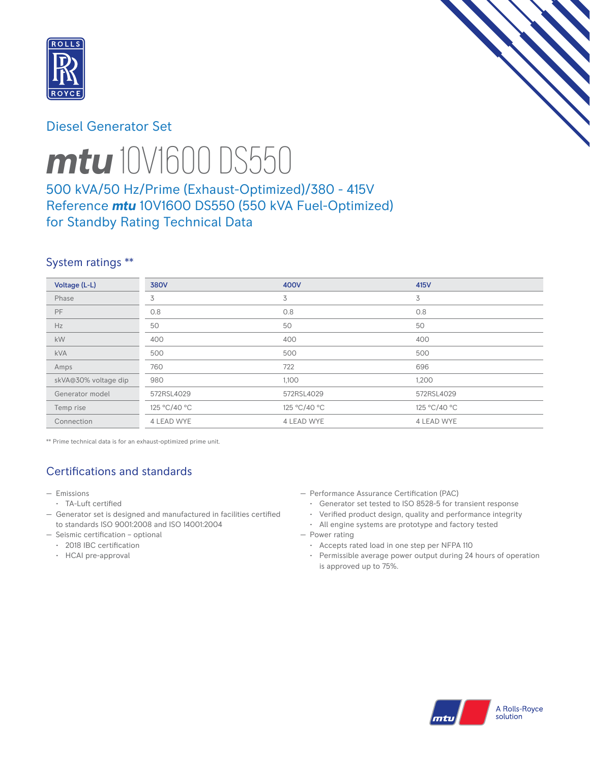Diesel Generator Set

# *mtu* 10V1600 DS550

## 500 kVA/50 Hz/Prime (Exhaust-Optimized)/380 - 415V Reference *mtu* 10V1600 DS550 (550 kVA Fuel-Optimized) for Standby Rating Technical Data

### System ratings **

| Voltage (L-L) | 380V | 400V | 415V |
|---|---|---|---|
| Phase | 3 | 3 | 3 |
| PF | 0.8 | 0.8 | 0.8 |
| Hz | 50 | 50 | 50 |
| kW | 400 | 400 | 400 |
| kVA | 500 | 500 | 500 |
| Amps | 760 | 722 | 696 |
| skVA@30% voltage dip | 980 | 1,100 | 1,200 |
| Generator model | 572RSL4029 | 572RSL4029 | 572RSL4029 |
| Temp rise | 125 °C/40 °C | 125 °C/40 °C | 125 °C/40 °C |
| Connection | 4 LEAD WYE | 4 LEAD WYE | 4 LEAD WYE |

** Prime technical data is for an exhaust-optimized prime unit.

### Certifications and standards

- Emissions
  - TA-Luft certified
- Generator set is designed and manufactured in facilities certified to standards ISO 9001:2008 and ISO 14001:2004
- Seismic certification – optional
  - 2018 IBC certification
  - HCAI pre-approval
- Performance Assurance Certification (PAC)
  - Generator set tested to ISO 8528-5 for transient response
  - Verified product design, quality and performance integrity
  - All engine systems are prototype and factory tested
- Power rating
  - Accepts rated load in one step per NFPA 110
  - Permissible average power output during 24 hours of operation is approved up to 75%.

A Rolls-Royce solution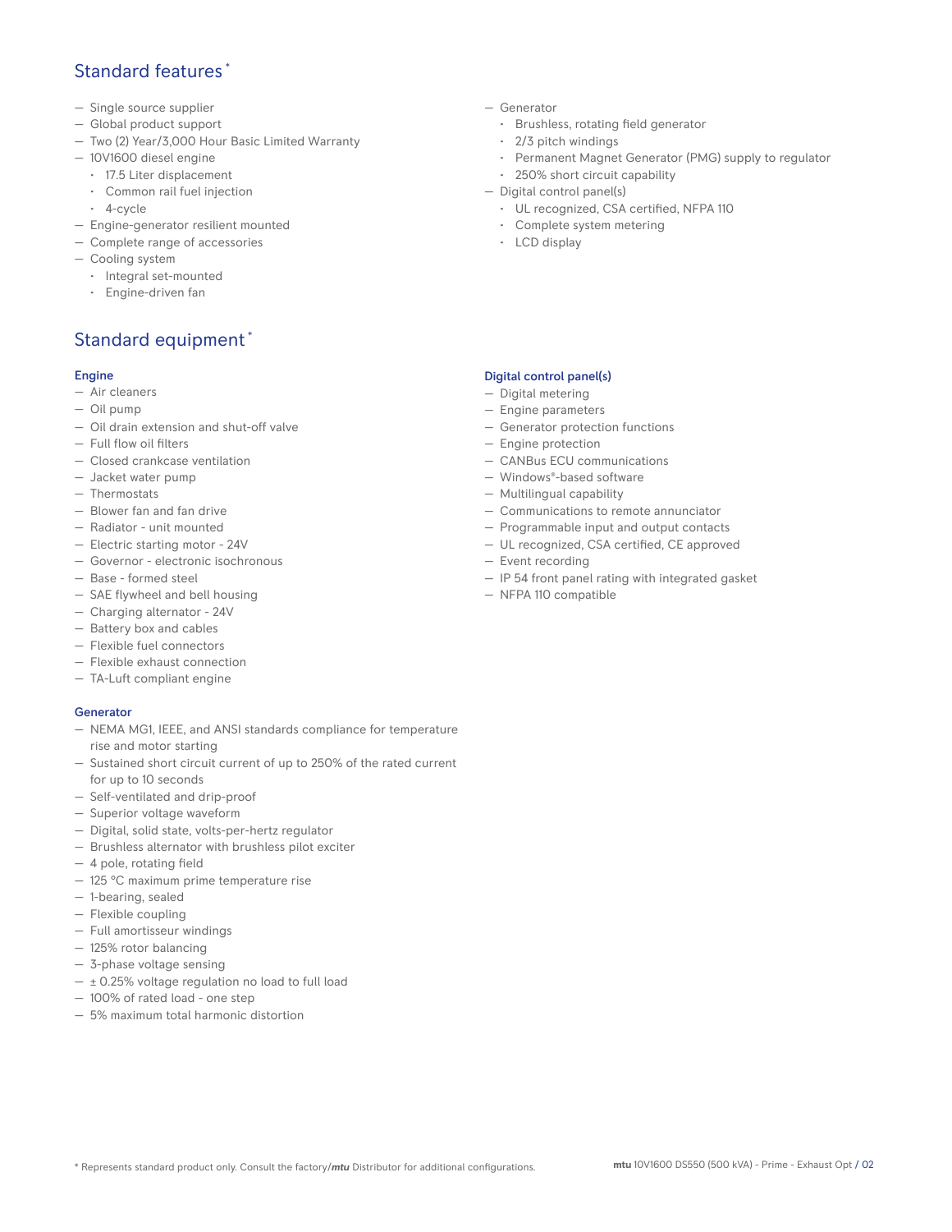## Standard features *

- Single source supplier
- Global product support
- Two (2) Year/3,000 Hour Basic Limited Warranty
- 10V1600 diesel engine
  - 17.5 Liter displacement
  - Common rail fuel injection
  - 4-cycle
- Engine-generator resilient mounted
- Complete range of accessories
- Cooling system
  - Integral set-mounted
  - Engine-driven fan
- Generator
  - Brushless, rotating field generator
  - 2/3 pitch windings
  - Permanent Magnet Generator (PMG) supply to regulator
  - 250% short circuit capability
- Digital control panel(s)
  - UL recognized, CSA certified, NFPA 110
  - Complete system metering
  - LCD display

## Standard equipment *

### Engine

- Air cleaners
- Oil pump
- Oil drain extension and shut-off valve
- Full flow oil filters
- Closed crankcase ventilation
- Jacket water pump
- Thermostats
- Blower fan and fan drive
- Radiator - unit mounted
- Electric starting motor - 24V
- Governor - electronic isochronous
- Base - formed steel
- SAE flywheel and bell housing
- Charging alternator - 24V
- Battery box and cables
- Flexible fuel connectors
- Flexible exhaust connection
- TA-Luft compliant engine

### Generator

- NEMA MG1, IEEE, and ANSI standards compliance for temperature rise and motor starting
- Sustained short circuit current of up to 250% of the rated current for up to 10 seconds
- Self-ventilated and drip-proof
- Superior voltage waveform
- Digital, solid state, volts-per-hertz regulator
- Brushless alternator with brushless pilot exciter
- 4 pole, rotating field
- 125 °C maximum prime temperature rise
- 1-bearing, sealed
- Flexible coupling
- Full amortisseur windings
- 125% rotor balancing
- 3-phase voltage sensing
- ± 0.25% voltage regulation no load to full load
- 100% of rated load - one step
- 5% maximum total harmonic distortion

### Digital control panel(s)

- Digital metering
- Engine parameters
- Generator protection functions
- Engine protection
- CANBus ECU communications
- Windows®-based software
- Multilingual capability
- Communications to remote annunciator
- Programmable input and output contacts
- UL recognized, CSA certified, CE approved
- Event recording
- IP 54 front panel rating with integrated gasket
- NFPA 110 compatible

* Represents standard product only. Consult the factory/*mtu* Distributor for additional configurations.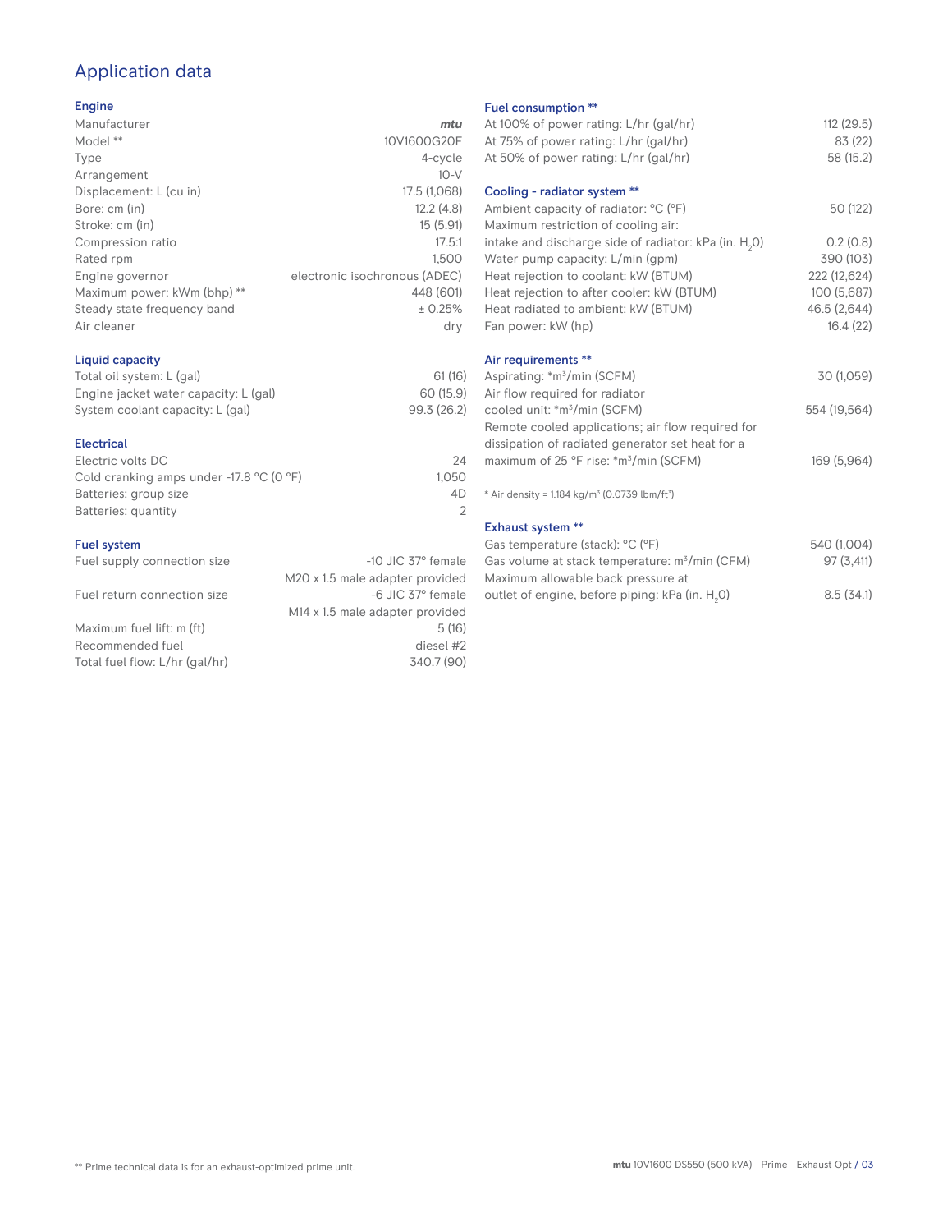# Application data

## Engine

| | |
|---|---|
| Manufacturer | *mtu* |
| Model ** | 10V1600G20F |
| Type | 4-cycle |
| Arrangement | 10-V |
| Displacement: L (cu in) | 17.5 (1,068) |
| Bore: cm (in) | 12.2 (4.8) |
| Stroke: cm (in) | 15 (5.91) |
| Compression ratio | 17.5:1 |
| Rated rpm | 1,500 |
| Engine governor | electronic isochronous (ADEC) |
| Maximum power: kWm (bhp) ** | 448 (601) |
| Steady state frequency band | ± 0.25% |
| Air cleaner | dry |

## Liquid capacity

| | |
|---|---|
| Total oil system: L (gal) | 61 (16) |
| Engine jacket water capacity: L (gal) | 60 (15.9) |
| System coolant capacity: L (gal) | 99.3 (26.2) |

## Electrical

| | |
|---|---|
| Electric volts DC | 24 |
| Cold cranking amps under -17.8 °C (0 °F) | 1,050 |
| Batteries: group size | 4D |
| Batteries: quantity | 2 |

## Fuel system

| | |
|---|---|
| Fuel supply connection size | -10 JIC 37° female M20 x 1.5 male adapter provided |
| Fuel return connection size | -6 JIC 37° female M14 x 1.5 male adapter provided |
| Maximum fuel lift: m (ft) | 5 (16) |
| Recommended fuel | diesel #2 |
| Total fuel flow: L/hr (gal/hr) | 340.7 (90) |

## Fuel consumption **

| | |
|---|---|
| At 100% of power rating: L/hr (gal/hr) | 112 (29.5) |
| At 75% of power rating: L/hr (gal/hr) | 83 (22) |
| At 50% of power rating: L/hr (gal/hr) | 58 (15.2) |

## Cooling - radiator system **

| | |
|---|---|
| Ambient capacity of radiator: °C (°F) | 50 (122) |
| Maximum restriction of cooling air: intake and discharge side of radiator: kPa (in. $H_2O$) | 0.2 (0.8) |
| Water pump capacity: L/min (gpm) | 390 (103) |
| Heat rejection to coolant: kW (BTUM) | 222 (12,624) |
| Heat rejection to after cooler: kW (BTUM) | 100 (5,687) |
| Heat radiated to ambient: kW (BTUM) | 46.5 (2,644) |
| Fan power: kW (hp) | 16.4 (22) |

## Air requirements **

| | |
|---|---|
| Aspirating: *m³/min (SCFM) | 30 (1,059) |
| Air flow required for radiator cooled unit: *m³/min (SCFM) | 554 (19,564) |
| Remote cooled applications; air flow required for dissipation of radiated generator set heat for a maximum of 25 °F rise: *m³/min (SCFM) | 169 (5,964) |

* Air density = 1.184 kg/m³ (0.0739 lbm/ft³)

## Exhaust system **

| | |
|---|---|
| Gas temperature (stack): °C (°F) | 540 (1,004) |
| Gas volume at stack temperature: m³/min (CFM) | 97 (3,411) |
| Maximum allowable back pressure at outlet of engine, before piping: kPa (in. $H_2O$) | 8.5 (34.1) |

** Prime technical data is for an exhaust-optimized prime unit.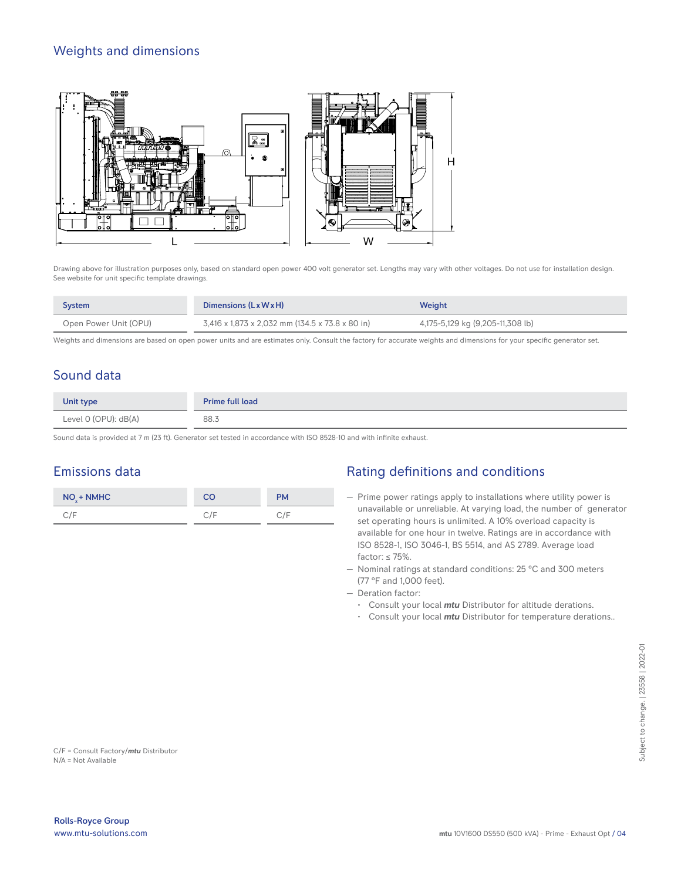## Weights and dimensions

L

W

H

Drawing above for illustration purposes only, based on standard open power 400 volt generator set. Lengths may vary with other voltages. Do not use for installation design. See website for unit specific template drawings.

| System | Dimensions (L x W x H) | Weight |
|---|---|---|
| Open Power Unit (OPU) | 3,416 x 1,873 x 2,032 mm (134.5 x 73.8 x 80 in) | 4,175-5,129 kg (9,205-11,308 lb) |

Weights and dimensions are based on open power units and are estimates only. Consult the factory for accurate weights and dimensions for your specific generator set.

## Sound data

| Unit type | Prime full load |
|---|---|
| Level 0 (OPU): dB(A) | 88.3 |

Sound data is provided at 7 m (23 ft). Generator set tested in accordance with ISO 8528-10 and with infinite exhaust.

## Emissions data

| $NO_x$ + NMHC | CO | PM |
|---|---|---|
| C/F | C/F | C/F |

## Rating definitions and conditions

- Prime power ratings apply to installations where utility power is unavailable or unreliable. At varying load, the number of generator set operating hours is unlimited. A 10% overload capacity is available for one hour in twelve. Ratings are in accordance with ISO 8528-1, ISO 3046-1, BS 5514, and AS 2789. Average load factor: ≤ 75%.
- Nominal ratings at standard conditions: 25 °C and 300 meters (77 °F and 1,000 feet).
- Deration factor:
  - Consult your local ***mtu*** Distributor for altitude derations.
  - Consult your local ***mtu*** Distributor for temperature derations..

C/F = Consult Factory/***mtu*** Distributor
N/A = Not Available

Subject to change. | 23558 | 2022-01

**Rolls-Royce Group**
www.mtu-solutions.com

**mtu** 10V1600 DS550 (500 kVA) - Prime - Exhaust Opt